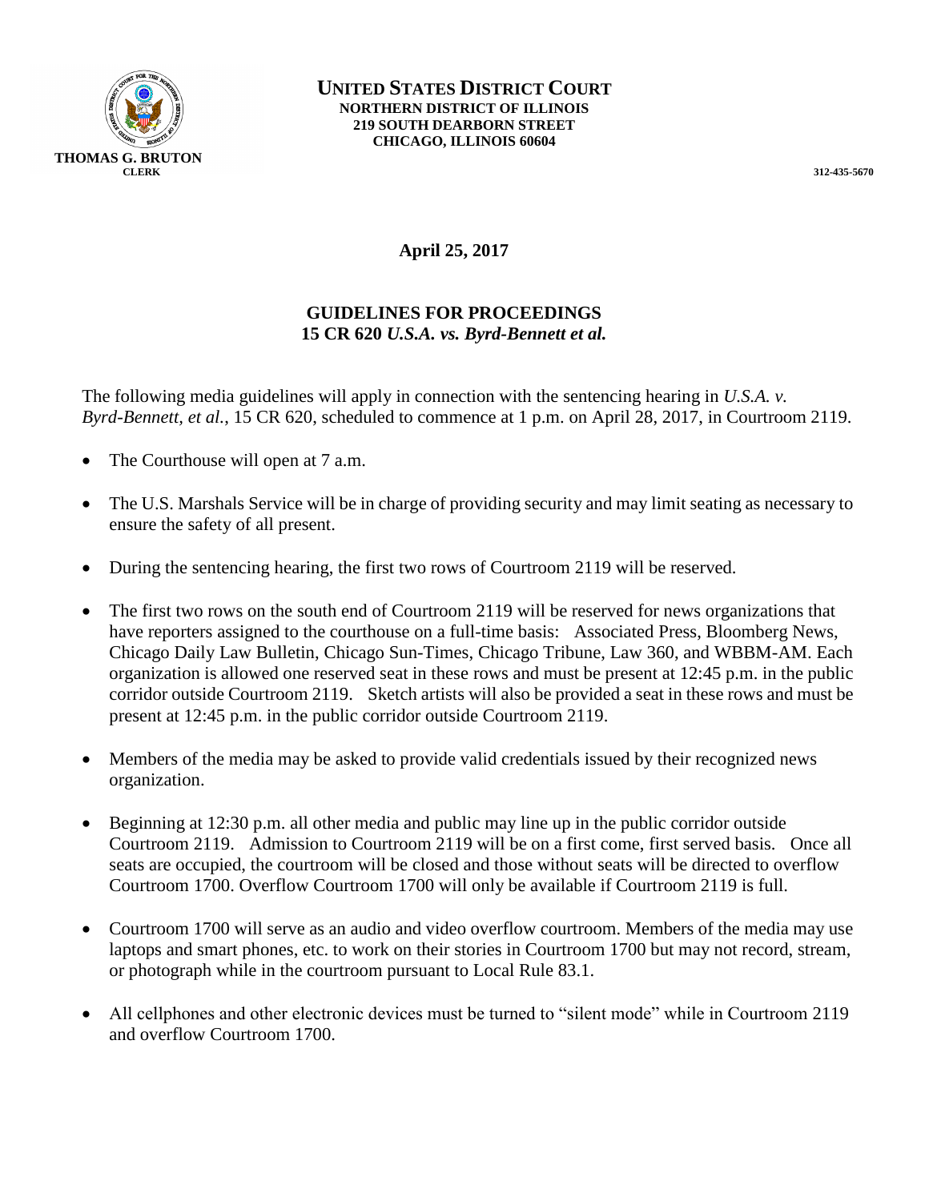**THOMAS G. BRUTON**
**CLERK**

**UNITED STATES DISTRICT COURT**
**NORTHERN DISTRICT OF ILLINOIS**
**219 SOUTH DEARBORN STREET**
**CHICAGO, ILLINOIS 60604**

**312-435-5670**

**April 25, 2017**

## GUIDELINES FOR PROCEEDINGS
## 15 CR 620 *U.S.A. vs. Byrd-Bennett et al.*

The following media guidelines will apply in connection with the sentencing hearing in *U.S.A. v. Byrd-Bennett, et al.*, 15 CR 620, scheduled to commence at 1 p.m. on April 28, 2017, in Courtroom 2119.

- The Courthouse will open at 7 a.m.
- The U.S. Marshals Service will be in charge of providing security and may limit seating as necessary to ensure the safety of all present.
- During the sentencing hearing, the first two rows of Courtroom 2119 will be reserved.
- The first two rows on the south end of Courtroom 2119 will be reserved for news organizations that have reporters assigned to the courthouse on a full-time basis: Associated Press, Bloomberg News, Chicago Daily Law Bulletin, Chicago Sun-Times, Chicago Tribune, Law 360, and WBBM-AM. Each organization is allowed one reserved seat in these rows and must be present at 12:45 p.m. in the public corridor outside Courtroom 2119. Sketch artists will also be provided a seat in these rows and must be present at 12:45 p.m. in the public corridor outside Courtroom 2119.
- Members of the media may be asked to provide valid credentials issued by their recognized news organization.
- Beginning at 12:30 p.m. all other media and public may line up in the public corridor outside Courtroom 2119. Admission to Courtroom 2119 will be on a first come, first served basis. Once all seats are occupied, the courtroom will be closed and those without seats will be directed to overflow Courtroom 1700. Overflow Courtroom 1700 will only be available if Courtroom 2119 is full.
- Courtroom 1700 will serve as an audio and video overflow courtroom. Members of the media may use laptops and smart phones, etc. to work on their stories in Courtroom 1700 but may not record, stream, or photograph while in the courtroom pursuant to Local Rule 83.1.
- All cellphones and other electronic devices must be turned to "silent mode" while in Courtroom 2119 and overflow Courtroom 1700.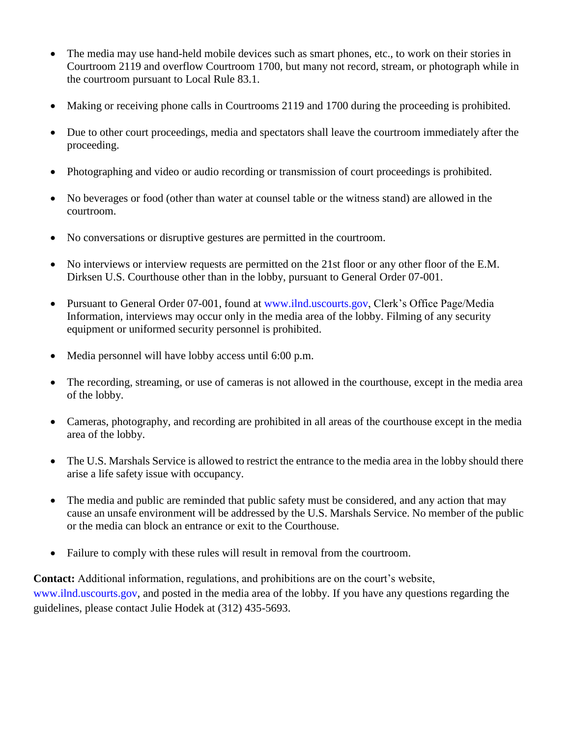- The media may use hand-held mobile devices such as smart phones, etc., to work on their stories in Courtroom 2119 and overflow Courtroom 1700, but many not record, stream, or photograph while in the courtroom pursuant to Local Rule 83.1.

- Making or receiving phone calls in Courtrooms 2119 and 1700 during the proceeding is prohibited.

- Due to other court proceedings, media and spectators shall leave the courtroom immediately after the proceeding.

- Photographing and video or audio recording or transmission of court proceedings is prohibited.

- No beverages or food (other than water at counsel table or the witness stand) are allowed in the courtroom.

- No conversations or disruptive gestures are permitted in the courtroom.

- No interviews or interview requests are permitted on the 21st floor or any other floor of the E.M. Dirksen U.S. Courthouse other than in the lobby, pursuant to General Order 07-001.

- Pursuant to General Order 07-001, found at www.ilnd.uscourts.gov, Clerk's Office Page/Media Information, interviews may occur only in the media area of the lobby. Filming of any security equipment or uniformed security personnel is prohibited.

- Media personnel will have lobby access until 6:00 p.m.

- The recording, streaming, or use of cameras is not allowed in the courthouse, except in the media area of the lobby.

- Cameras, photography, and recording are prohibited in all areas of the courthouse except in the media area of the lobby.

- The U.S. Marshals Service is allowed to restrict the entrance to the media area in the lobby should there arise a life safety issue with occupancy.

- The media and public are reminded that public safety must be considered, and any action that may cause an unsafe environment will be addressed by the U.S. Marshals Service. No member of the public or the media can block an entrance or exit to the Courthouse.

- Failure to comply with these rules will result in removal from the courtroom.

**Contact:** Additional information, regulations, and prohibitions are on the court's website, www.ilnd.uscourts.gov, and posted in the media area of the lobby. If you have any questions regarding the guidelines, please contact Julie Hodek at (312) 435-5693.